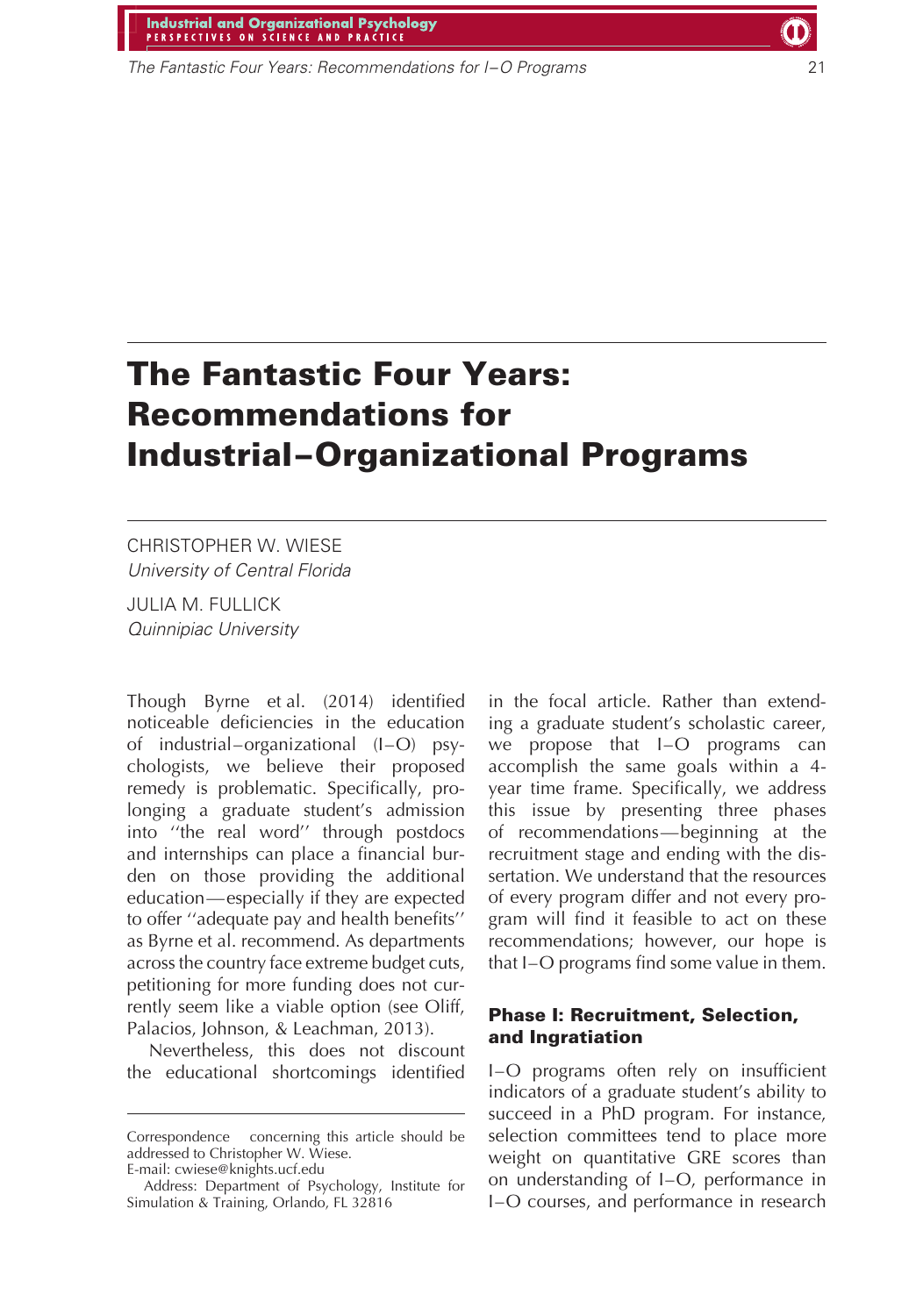# The Fantastic Four Years: Recommendations for Industrial–Organizational Programs

CHRISTOPHER W. WIESE
*University of Central Florida*

JULIA M. FULLICK
*Quinnipiac University*

Though Byrne et al. (2014) identified noticeable deficiencies in the education of industrial–organizational (I–O) psychologists, we believe their proposed remedy is problematic. Specifically, prolonging a graduate student's admission into ''the real word'' through postdocs and internships can place a financial burden on those providing the additional education—especially if they are expected to offer ''adequate pay and health benefits'' as Byrne et al. recommend. As departments across the country face extreme budget cuts, petitioning for more funding does not currently seem like a viable option (see Oliff, Palacios, Johnson, & Leachman, 2013).

Nevertheless, this does not discount the educational shortcomings identified in the focal article. Rather than extending a graduate student's scholastic career, we propose that I–O programs can accomplish the same goals within a 4-year time frame. Specifically, we address this issue by presenting three phases of recommendations—beginning at the recruitment stage and ending with the dissertation. We understand that the resources of every program differ and not every program will find it feasible to act on these recommendations; however, our hope is that I–O programs find some value in them.

## Phase I: Recruitment, Selection, and Ingratiation

I–O programs often rely on insufficient indicators of a graduate student's ability to succeed in a PhD program. For instance, selection committees tend to place more weight on quantitative GRE scores than on understanding of I–O, performance in I–O courses, and performance in research

Correspondence concerning this article should be addressed to Christopher W. Wiese.
E-mail: cwiese@knights.ucf.edu

Address: Department of Psychology, Institute for Simulation & Training, Orlando, FL 32816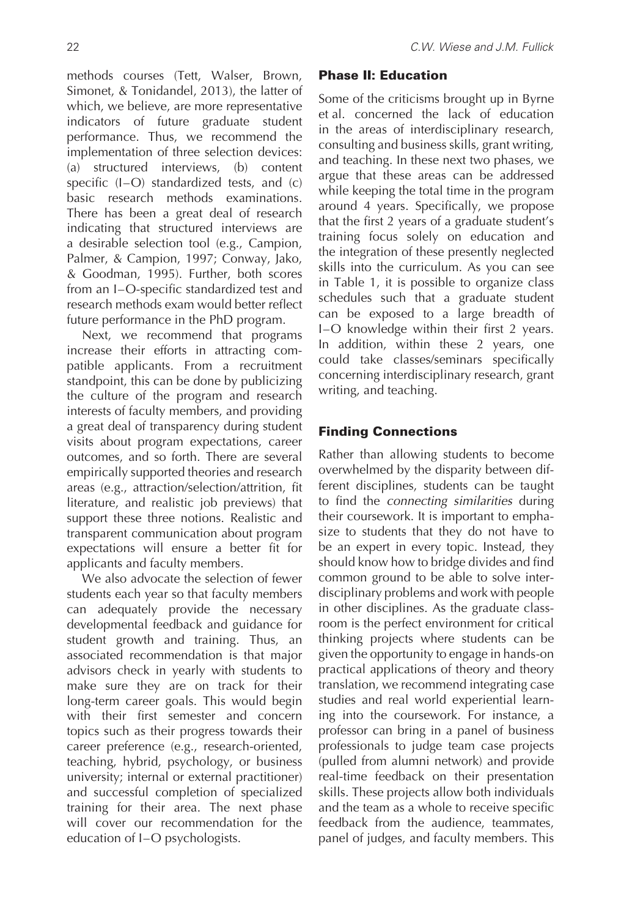methods courses (Tett, Walser, Brown, Simonet, & Tonidandel, 2013), the latter of which, we believe, are more representative indicators of future graduate student performance. Thus, we recommend the implementation of three selection devices: (a) structured interviews, (b) content specific (I–O) standardized tests, and (c) basic research methods examinations. There has been a great deal of research indicating that structured interviews are a desirable selection tool (e.g., Campion, Palmer, & Campion, 1997; Conway, Jako, & Goodman, 1995). Further, both scores from an I–O-specific standardized test and research methods exam would better reflect future performance in the PhD program.

Next, we recommend that programs increase their efforts in attracting compatible applicants. From a recruitment standpoint, this can be done by publicizing the culture of the program and research interests of faculty members, and providing a great deal of transparency during student visits about program expectations, career outcomes, and so forth. There are several empirically supported theories and research areas (e.g., attraction/selection/attrition, fit literature, and realistic job previews) that support these three notions. Realistic and transparent communication about program expectations will ensure a better fit for applicants and faculty members.

We also advocate the selection of fewer students each year so that faculty members can adequately provide the necessary developmental feedback and guidance for student growth and training. Thus, an associated recommendation is that major advisors check in yearly with students to make sure they are on track for their long-term career goals. This would begin with their first semester and concern topics such as their progress towards their career preference (e.g., research-oriented, teaching, hybrid, psychology, or business university; internal or external practitioner) and successful completion of specialized training for their area. The next phase will cover our recommendation for the education of I–O psychologists.

## Phase II: Education

Some of the criticisms brought up in Byrne et al. concerned the lack of education in the areas of interdisciplinary research, consulting and business skills, grant writing, and teaching. In these next two phases, we argue that these areas can be addressed while keeping the total time in the program around 4 years. Specifically, we propose that the first 2 years of a graduate student's training focus solely on education and the integration of these presently neglected skills into the curriculum. As you can see in Table 1, it is possible to organize class schedules such that a graduate student can be exposed to a large breadth of I–O knowledge within their first 2 years. In addition, within these 2 years, one could take classes/seminars specifically concerning interdisciplinary research, grant writing, and teaching.

## Finding Connections

Rather than allowing students to become overwhelmed by the disparity between different disciplines, students can be taught to find the *connecting similarities* during their coursework. It is important to emphasize to students that they do not have to be an expert in every topic. Instead, they should know how to bridge divides and find common ground to be able to solve interdisciplinary problems and work with people in other disciplines. As the graduate classroom is the perfect environment for critical thinking projects where students can be given the opportunity to engage in hands-on practical applications of theory and theory translation, we recommend integrating case studies and real world experiential learning into the coursework. For instance, a professor can bring in a panel of business professionals to judge team case projects (pulled from alumni network) and provide real-time feedback on their presentation skills. These projects allow both individuals and the team as a whole to receive specific feedback from the audience, teammates, panel of judges, and faculty members. This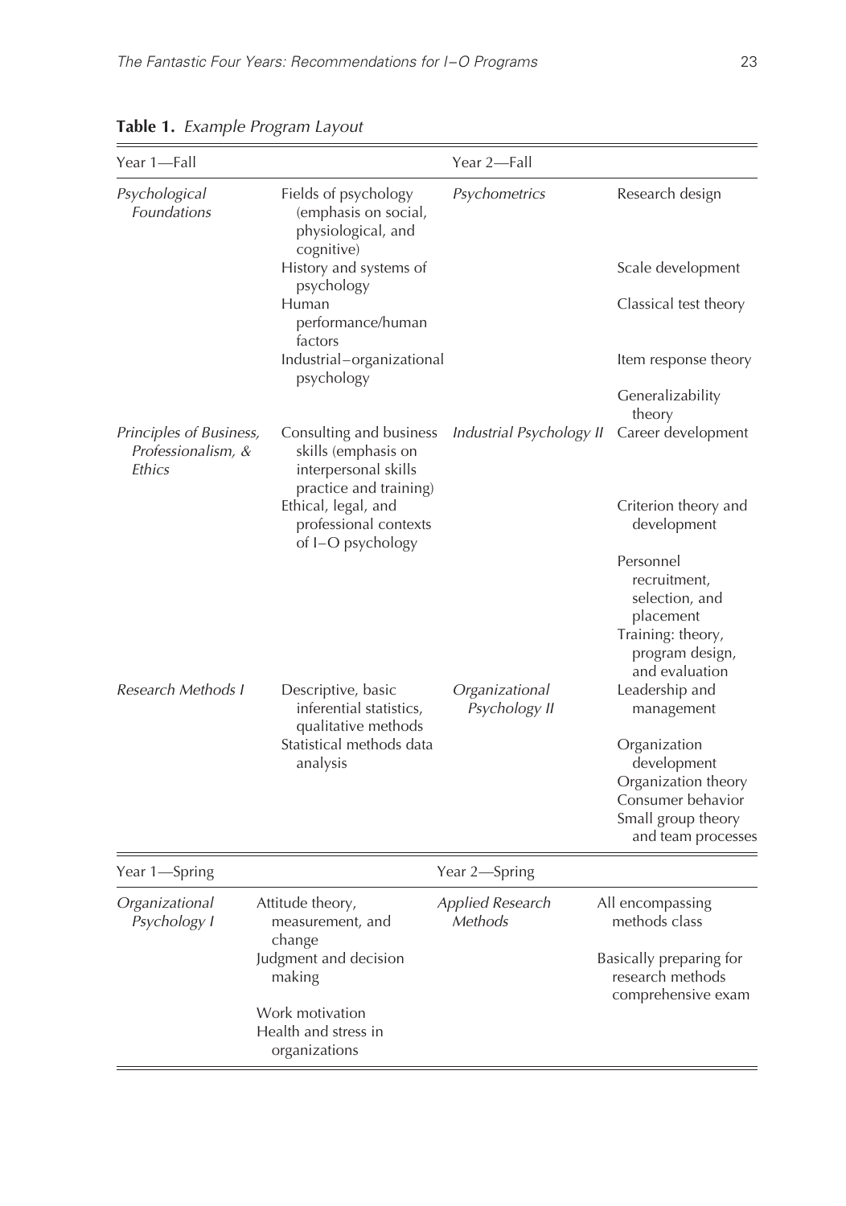**Table 1.** *Example Program Layout*

| Year 1—Fall | | Year 2—Fall | |
|---|---|---|---|
| *Psychological Foundations* | Fields of psychology (emphasis on social, physiological, and cognitive) | *Psychometrics* | Research design |
| | History and systems of psychology | | Scale development |
| | Human performance/human factors | | Classical test theory |
| | Industrial–organizational psychology | | Item response theory |
| | | | Generalizability theory |
| *Principles of Business, Professionalism, & Ethics* | Consulting and business skills (emphasis on interpersonal skills practice and training) | *Industrial Psychology II* | Career development |
| | Ethical, legal, and professional contexts of I–O psychology | | Criterion theory and development |
| | | | Personnel recruitment, selection, and placement |
| | | | Training: theory, program design, and evaluation |
| *Research Methods I* | Descriptive, basic inferential statistics, qualitative methods | *Organizational Psychology II* | Leadership and management |
| | Statistical methods data analysis | | Organization development |
| | | | Organization theory |
| | | | Consumer behavior |
| | | | Small group theory and team processes |
| **Year 1—Spring** | | **Year 2—Spring** | |
| *Organizational Psychology I* | Attitude theory, measurement, and change | *Applied Research Methods* | All encompassing methods class |
| | Judgment and decision making | | Basically preparing for research methods comprehensive exam |
| | Work motivation | | |
| | Health and stress in organizations | | |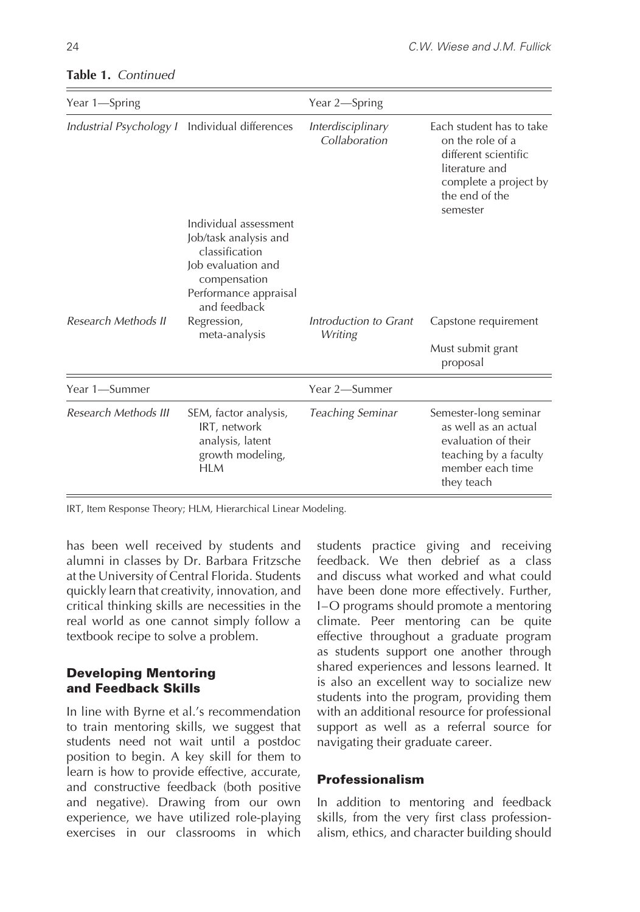**Table 1.** *Continued*

| Year 1—Spring | | Year 2—Spring | |
|---|---|---|---|
| *Industrial Psychology I* | Individual differences | *Interdisciplinary Collaboration* | Each student has to take on the role of a different scientific literature and complete a project by the end of the semester |
| | Individual assessment<br>Job/task analysis and classification<br>Job evaluation and compensation<br>Performance appraisal and feedback | | |
| *Research Methods II* | Regression, meta-analysis | *Introduction to Grant Writing* | Capstone requirement<br>Must submit grant proposal |
| **Year 1—Summer** | | **Year 2—Summer** | |
| *Research Methods III* | SEM, factor analysis, IRT, network analysis, latent growth modeling, HLM | *Teaching Seminar* | Semester-long seminar as well as an actual evaluation of their teaching by a faculty member each time they teach |

IRT, Item Response Theory; HLM, Hierarchical Linear Modeling.

has been well received by students and alumni in classes by Dr. Barbara Fritzsche at the University of Central Florida. Students quickly learn that creativity, innovation, and critical thinking skills are necessities in the real world as one cannot simply follow a textbook recipe to solve a problem.

## Developing Mentoring and Feedback Skills

In line with Byrne et al.'s recommendation to train mentoring skills, we suggest that students need not wait until a postdoc position to begin. A key skill for them to learn is how to provide effective, accurate, and constructive feedback (both positive and negative). Drawing from our own experience, we have utilized role-playing exercises in our classrooms in which students practice giving and receiving feedback. We then debrief as a class and discuss what worked and what could have been done more effectively. Further, I–O programs should promote a mentoring climate. Peer mentoring can be quite effective throughout a graduate program as students support one another through shared experiences and lessons learned. It is also an excellent way to socialize new students into the program, providing them with an additional resource for professional support as well as a referral source for navigating their graduate career.

## Professionalism

In addition to mentoring and feedback skills, from the very first class professionalism, ethics, and character building should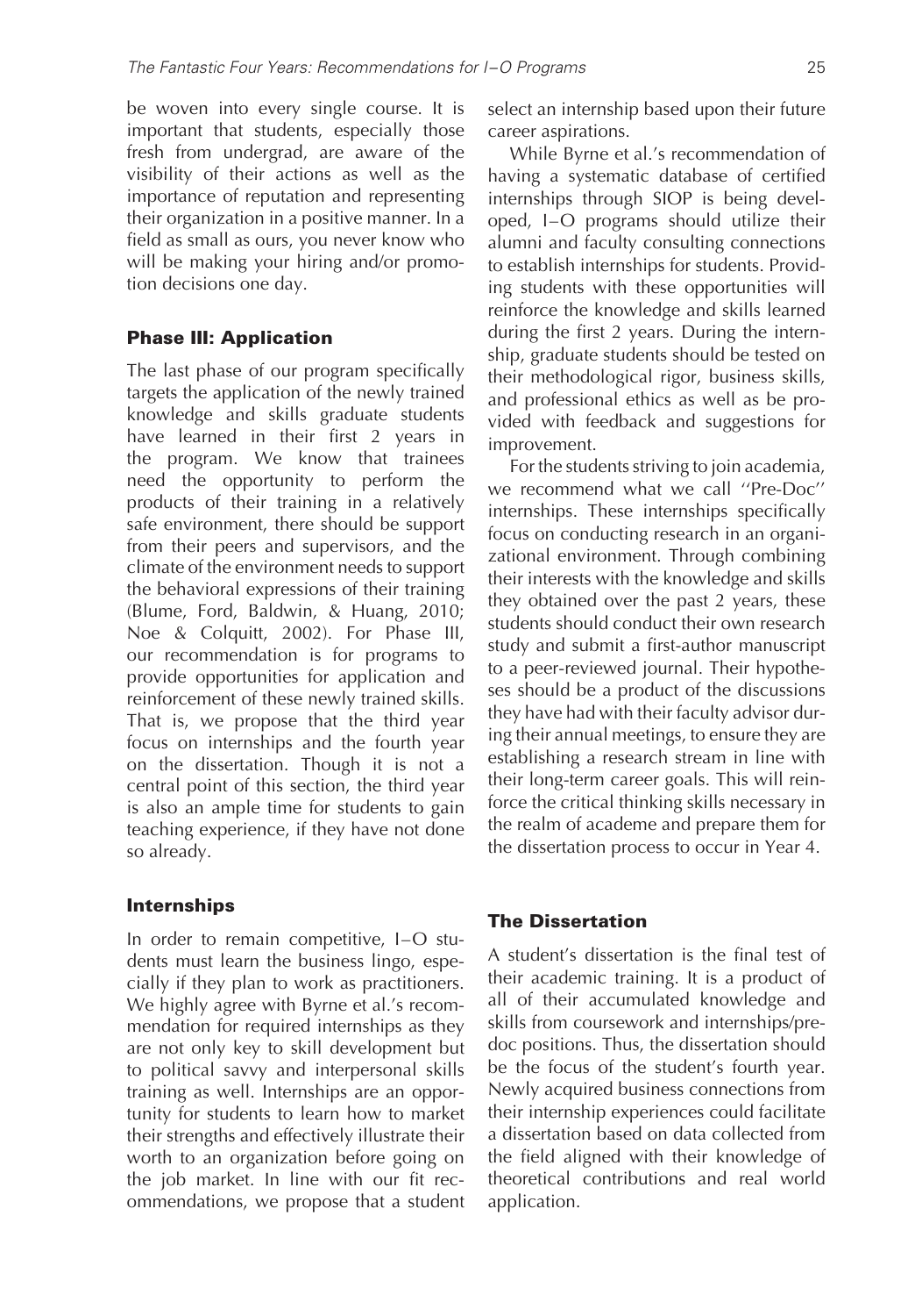be woven into every single course. It is important that students, especially those fresh from undergrad, are aware of the visibility of their actions as well as the importance of reputation and representing their organization in a positive manner. In a field as small as ours, you never know who will be making your hiring and/or promotion decisions one day.

### Phase III: Application

The last phase of our program specifically targets the application of the newly trained knowledge and skills graduate students have learned in their first 2 years in the program. We know that trainees need the opportunity to perform the products of their training in a relatively safe environment, there should be support from their peers and supervisors, and the climate of the environment needs to support the behavioral expressions of their training (Blume, Ford, Baldwin, & Huang, 2010; Noe & Colquitt, 2002). For Phase III, our recommendation is for programs to provide opportunities for application and reinforcement of these newly trained skills. That is, we propose that the third year focus on internships and the fourth year on the dissertation. Though it is not a central point of this section, the third year is also an ample time for students to gain teaching experience, if they have not done so already.

### Internships

In order to remain competitive, I–O students must learn the business lingo, especially if they plan to work as practitioners. We highly agree with Byrne et al.'s recommendation for required internships as they are not only key to skill development but to political savvy and interpersonal skills training as well. Internships are an opportunity for students to learn how to market their strengths and effectively illustrate their worth to an organization before going on the job market. In line with our fit recommendations, we propose that a student select an internship based upon their future career aspirations.

While Byrne et al.'s recommendation of having a systematic database of certified internships through SIOP is being developed, I–O programs should utilize their alumni and faculty consulting connections to establish internships for students. Providing students with these opportunities will reinforce the knowledge and skills learned during the first 2 years. During the internship, graduate students should be tested on their methodological rigor, business skills, and professional ethics as well as be provided with feedback and suggestions for improvement.

For the students striving to join academia, we recommend what we call ''Pre-Doc'' internships. These internships specifically focus on conducting research in an organizational environment. Through combining their interests with the knowledge and skills they obtained over the past 2 years, these students should conduct their own research study and submit a first-author manuscript to a peer-reviewed journal. Their hypotheses should be a product of the discussions they have had with their faculty advisor during their annual meetings, to ensure they are establishing a research stream in line with their long-term career goals. This will reinforce the critical thinking skills necessary in the realm of academe and prepare them for the dissertation process to occur in Year 4.

### The Dissertation

A student's dissertation is the final test of their academic training. It is a product of all of their accumulated knowledge and skills from coursework and internships/predoc positions. Thus, the dissertation should be the focus of the student's fourth year. Newly acquired business connections from their internship experiences could facilitate a dissertation based on data collected from the field aligned with their knowledge of theoretical contributions and real world application.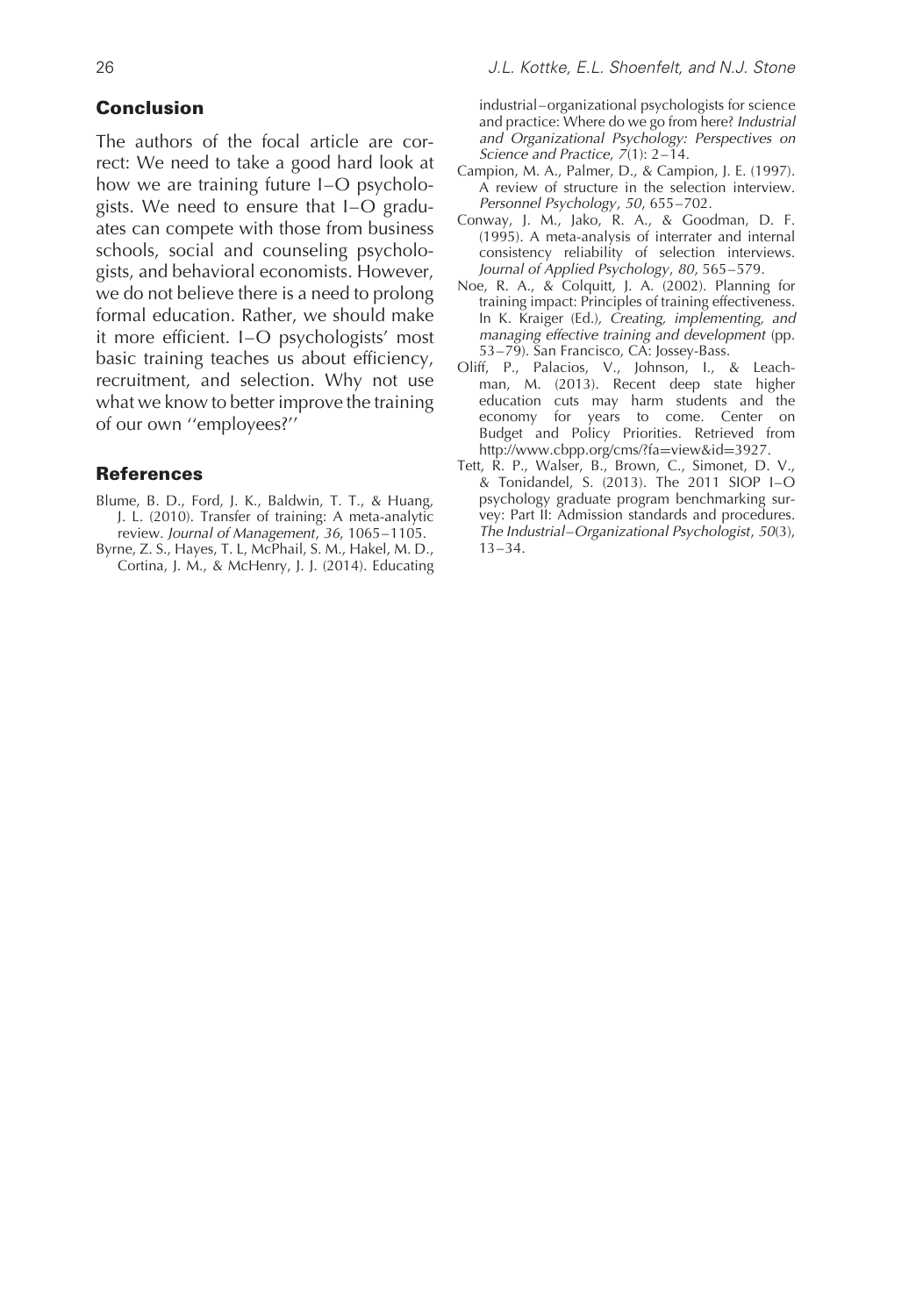## Conclusion

The authors of the focal article are correct: We need to take a good hard look at how we are training future I–O psychologists. We need to ensure that I–O graduates can compete with those from business schools, social and counseling psychologists, and behavioral economists. However, we do not believe there is a need to prolong formal education. Rather, we should make it more efficient. I–O psychologists' most basic training teaches us about efficiency, recruitment, and selection. Why not use what we know to better improve the training of our own "employees?"

## References

Blume, B. D., Ford, J. K., Baldwin, T. T., & Huang, J. L. (2010). Transfer of training: A meta-analytic review. *Journal of Management*, *36*, 1065–1105.

Byrne, Z. S., Hayes, T. L, McPhail, S. M., Hakel, M. D., Cortina, J. M., & McHenry, J. J. (2014). Educating industrial–organizational psychologists for science and practice: Where do we go from here? *Industrial and Organizational Psychology: Perspectives on Science and Practice*, *7*(1): 2–14.

Campion, M. A., Palmer, D., & Campion, J. E. (1997). A review of structure in the selection interview. *Personnel Psychology*, *50*, 655–702.

Conway, J. M., Jako, R. A., & Goodman, D. F. (1995). A meta-analysis of interrater and internal consistency reliability of selection interviews. *Journal of Applied Psychology*, *80*, 565–579.

Noe, R. A., & Colquitt, J. A. (2002). Planning for training impact: Principles of training effectiveness. In K. Kraiger (Ed.), *Creating, implementing, and managing effective training and development* (pp. 53–79). San Francisco, CA: Jossey-Bass.

Oliff, P., Palacios, V., Johnson, I., & Leachman, M. (2013). Recent deep state higher education cuts may harm students and the economy for years to come. Center on Budget and Policy Priorities. Retrieved from http://www.cbpp.org/cms/?fa=view&id=3927.

Tett, R. P., Walser, B., Brown, C., Simonet, D. V., & Tonidandel, S. (2013). The 2011 SIOP I–O psychology graduate program benchmarking survey: Part II: Admission standards and procedures. *The Industrial–Organizational Psychologist*, *50*(3), 13–34.